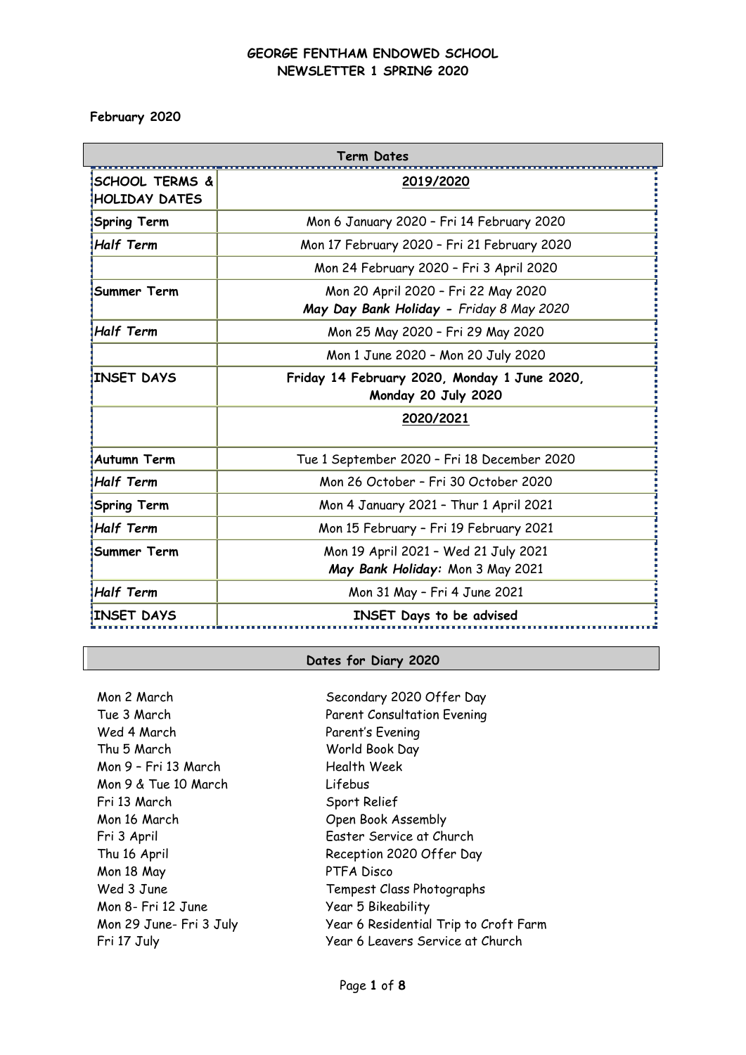# GEORGE FENTHAM ENDOWED SCHOOL
## NEWSLETTER 1 SPRING 2020

**February 2020**

| Term Dates | |
|---|---|
| **SCHOOL TERMS & HOLIDAY DATES** | **2019/2020** |
| **Spring Term** | Mon 6 January 2020 – Fri 14 February 2020 |
| ***Half Term*** | Mon 17 February 2020 – Fri 21 February 2020 |
| | Mon 24 February 2020 – Fri 3 April 2020 |
| **Summer Term** | Mon 20 April 2020 – Fri 22 May 2020<br>***May Day Bank Holiday -*** *Friday 8 May 2020* |
| ***Half Term*** | Mon 25 May 2020 – Fri 29 May 2020 |
| | Mon 1 June 2020 – Mon 20 July 2020 |
| **INSET DAYS** | **Friday 14 February 2020, Monday 1 June 2020, Monday 20 July 2020** |
| | **2020/2021** |
| **Autumn Term** | Tue 1 September 2020 – Fri 18 December 2020 |
| ***Half Term*** | Mon 26 October – Fri 30 October 2020 |
| **Spring Term** | Mon 4 January 2021 – Thur 1 April 2021 |
| ***Half Term*** | Mon 15 February – Fri 19 February 2021 |
| **Summer Term** | Mon 19 April 2021 – Wed 21 July 2021<br>***May Bank Holiday:*** Mon 3 May 2021 |
| ***Half Term*** | Mon 31 May – Fri 4 June 2021 |
| **INSET DAYS** | **INSET Days to be advised** |

**Dates for Diary 2020**

| | |
|---|---|
| Mon 2 March | Secondary 2020 Offer Day |
| Tue 3 March | Parent Consultation Evening |
| Wed 4 March | Parent's Evening |
| Thu 5 March | World Book Day |
| Mon 9 – Fri 13 March | Health Week |
| Mon 9 & Tue 10 March | Lifebus |
| Fri 13 March | Sport Relief |
| Mon 16 March | Open Book Assembly |
| Fri 3 April | Easter Service at Church |
| Thu 16 April | Reception 2020 Offer Day |
| Mon 18 May | PTFA Disco |
| Wed 3 June | Tempest Class Photographs |
| Mon 8- Fri 12 June | Year 5 Bikeability |
| Mon 29 June- Fri 3 July | Year 6 Residential Trip to Croft Farm |
| Fri 17 July | Year 6 Leavers Service at Church |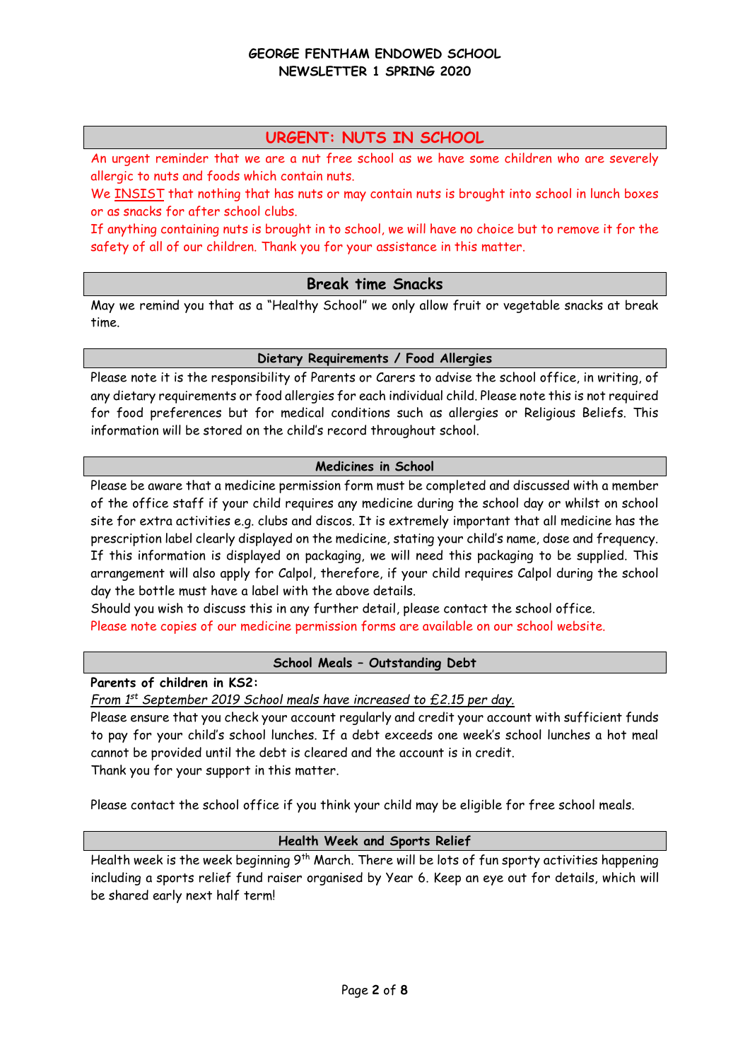# GEORGE FENTHAM ENDOWED SCHOOL
## NEWSLETTER 1 SPRING 2020

## URGENT: NUTS IN SCHOOL

An urgent reminder that we are a nut free school as we have some children who are severely allergic to nuts and foods which contain nuts.

We INSIST that nothing that has nuts or may contain nuts is brought into school in lunch boxes or as snacks for after school clubs.

If anything containing nuts is brought in to school, we will have no choice but to remove it for the safety of all of our children. Thank you for your assistance in this matter.

## Break time Snacks

May we remind you that as a "Healthy School" we only allow fruit or vegetable snacks at break time.

### Dietary Requirements / Food Allergies

Please note it is the responsibility of Parents or Carers to advise the school office, in writing, of any dietary requirements or food allergies for each individual child. Please note this is not required for food preferences but for medical conditions such as allergies or Religious Beliefs. This information will be stored on the child's record throughout school.

### Medicines in School

Please be aware that a medicine permission form must be completed and discussed with a member of the office staff if your child requires any medicine during the school day or whilst on school site for extra activities e.g. clubs and discos. It is extremely important that all medicine has the prescription label clearly displayed on the medicine, stating your child's name, dose and frequency. If this information is displayed on packaging, we will need this packaging to be supplied. This arrangement will also apply for Calpol, therefore, if your child requires Calpol during the school day the bottle must have a label with the above details.

Should you wish to discuss this in any further detail, please contact the school office.

Please note copies of our medicine permission forms are available on our school website.

### School Meals – Outstanding Debt

**Parents of children in KS2:**

*From 1st September 2019 School meals have increased to £2.15 per day.*

Please ensure that you check your account regularly and credit your account with sufficient funds to pay for your child's school lunches. If a debt exceeds one week's school lunches a hot meal cannot be provided until the debt is cleared and the account is in credit.

Thank you for your support in this matter.

Please contact the school office if you think your child may be eligible for free school meals.

### Health Week and Sports Relief

Health week is the week beginning 9th March. There will be lots of fun sporty activities happening including a sports relief fund raiser organised by Year 6. Keep an eye out for details, which will be shared early next half term!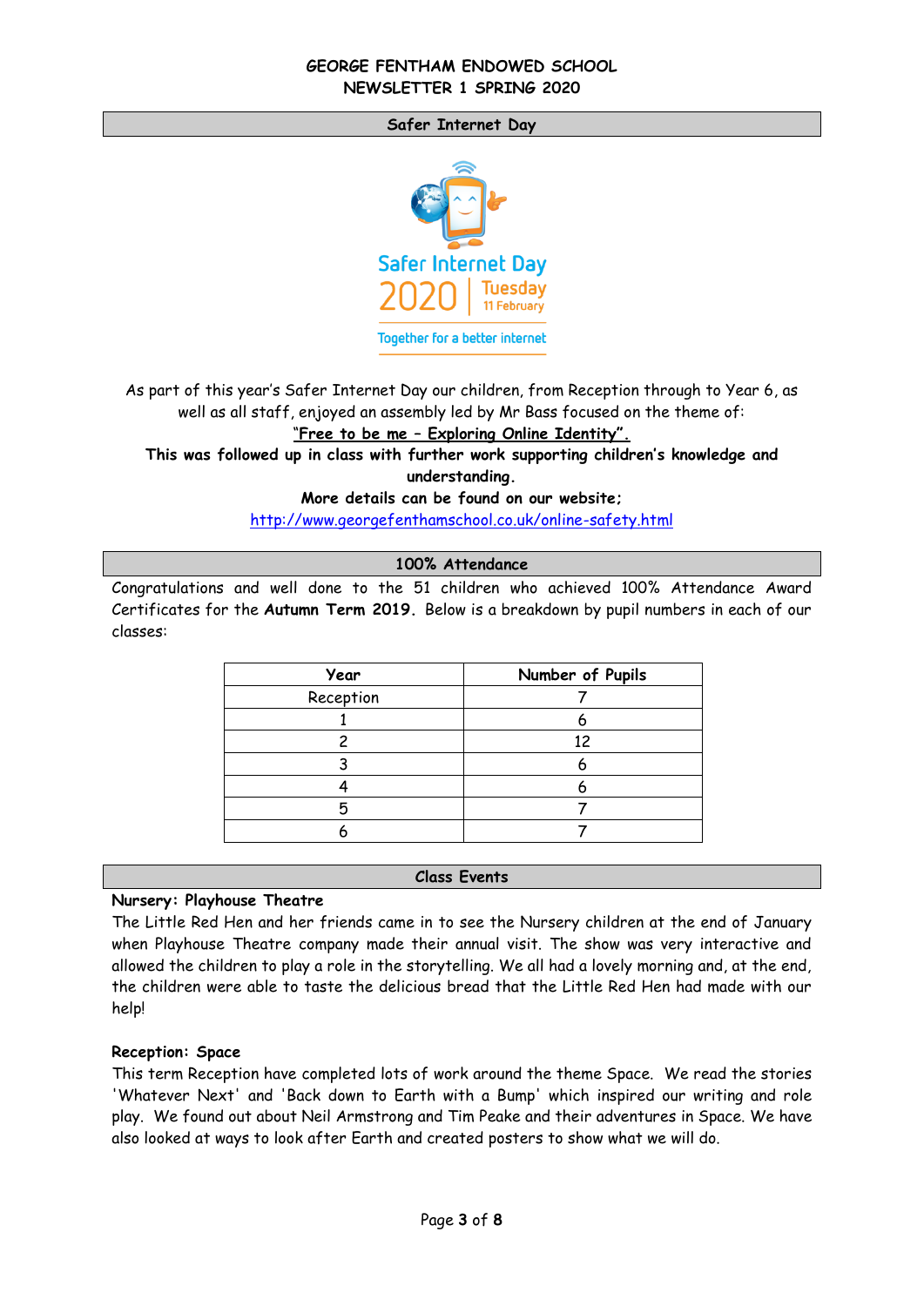GEORGE FENTHAM ENDOWED SCHOOL
NEWSLETTER 1 SPRING 2020

## Safer Internet Day

Safer Internet Day 2020 | Tuesday 11 February

Together for a better internet

As part of this year's Safer Internet Day our children, from Reception through to Year 6, as well as all staff, enjoyed an assembly led by Mr Bass focused on the theme of:

**"Free to be me – Exploring Online Identity".**

**This was followed up in class with further work supporting children's knowledge and understanding.**

**More details can be found on our website;**

http://www.georgefenthamschool.co.uk/online-safety.html

## 100% Attendance

Congratulations and well done to the 51 children who achieved 100% Attendance Award Certificates for the **Autumn Term 2019.** Below is a breakdown by pupil numbers in each of our classes:

| Year | Number of Pupils |
|---|---|
| Reception | 7 |
| 1 | 6 |
| 2 | 12 |
| 3 | 6 |
| 4 | 6 |
| 5 | 7 |
| 6 | 7 |

## Class Events

**Nursery: Playhouse Theatre**

The Little Red Hen and her friends came in to see the Nursery children at the end of January when Playhouse Theatre company made their annual visit. The show was very interactive and allowed the children to play a role in the storytelling. We all had a lovely morning and, at the end, the children were able to taste the delicious bread that the Little Red Hen had made with our help!

**Reception: Space**

This term Reception have completed lots of work around the theme Space. We read the stories 'Whatever Next' and 'Back down to Earth with a Bump' which inspired our writing and role play. We found out about Neil Armstrong and Tim Peake and their adventures in Space. We have also looked at ways to look after Earth and created posters to show what we will do.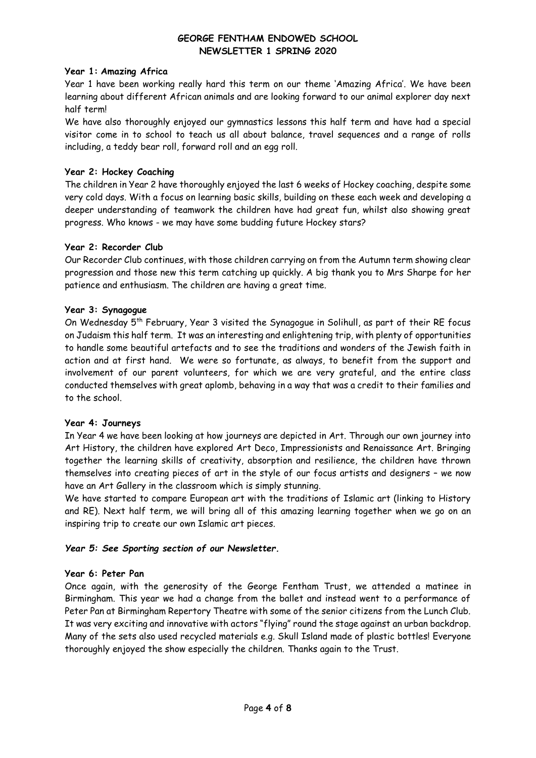**Year 1: Amazing Africa**

Year 1 have been working really hard this term on our theme 'Amazing Africa'. We have been learning about different African animals and are looking forward to our animal explorer day next half term!

We have also thoroughly enjoyed our gymnastics lessons this half term and have had a special visitor come in to school to teach us all about balance, travel sequences and a range of rolls including, a teddy bear roll, forward roll and an egg roll.

**Year 2: Hockey Coaching**

The children in Year 2 have thoroughly enjoyed the last 6 weeks of Hockey coaching, despite some very cold days. With a focus on learning basic skills, building on these each week and developing a deeper understanding of teamwork the children have had great fun, whilst also showing great progress. Who knows - we may have some budding future Hockey stars?

**Year 2: Recorder Club**

Our Recorder Club continues, with those children carrying on from the Autumn term showing clear progression and those new this term catching up quickly. A big thank you to Mrs Sharpe for her patience and enthusiasm. The children are having a great time.

**Year 3: Synagogue**

On Wednesday 5th February, Year 3 visited the Synagogue in Solihull, as part of their RE focus on Judaism this half term. It was an interesting and enlightening trip, with plenty of opportunities to handle some beautiful artefacts and to see the traditions and wonders of the Jewish faith in action and at first hand. We were so fortunate, as always, to benefit from the support and involvement of our parent volunteers, for which we are very grateful, and the entire class conducted themselves with great aplomb, behaving in a way that was a credit to their families and to the school.

**Year 4: Journeys**

In Year 4 we have been looking at how journeys are depicted in Art. Through our own journey into Art History, the children have explored Art Deco, Impressionists and Renaissance Art. Bringing together the learning skills of creativity, absorption and resilience, the children have thrown themselves into creating pieces of art in the style of our focus artists and designers – we now have an Art Gallery in the classroom which is simply stunning.

We have started to compare European art with the traditions of Islamic art (linking to History and RE). Next half term, we will bring all of this amazing learning together when we go on an inspiring trip to create our own Islamic art pieces.

***Year 5: See Sporting section of our Newsletter.***

**Year 6: Peter Pan**

Once again, with the generosity of the George Fentham Trust, we attended a matinee in Birmingham. This year we had a change from the ballet and instead went to a performance of Peter Pan at Birmingham Repertory Theatre with some of the senior citizens from the Lunch Club. It was very exciting and innovative with actors "flying" round the stage against an urban backdrop. Many of the sets also used recycled materials e.g. Skull Island made of plastic bottles! Everyone thoroughly enjoyed the show especially the children. Thanks again to the Trust.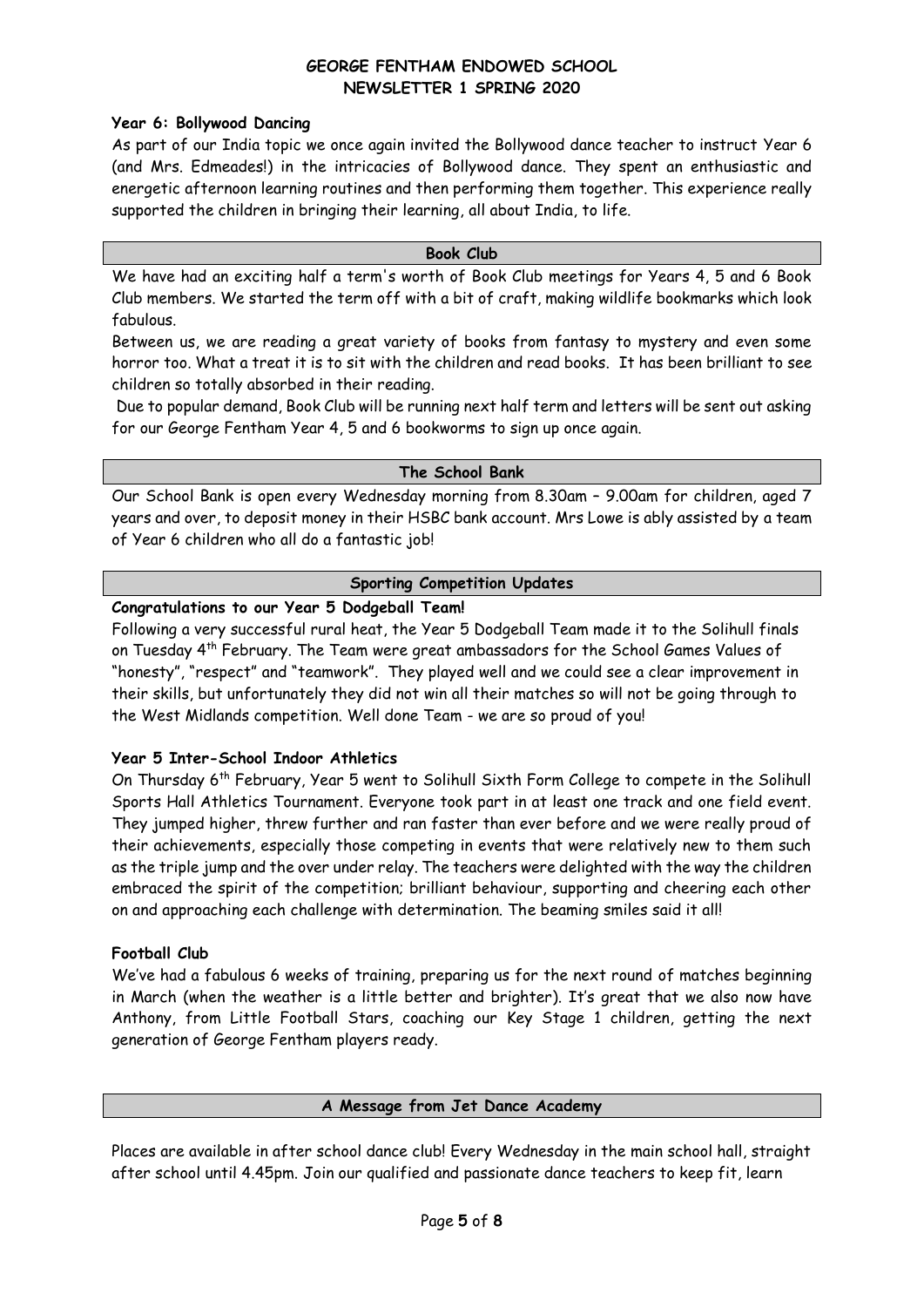### Year 6: Bollywood Dancing

As part of our India topic we once again invited the Bollywood dance teacher to instruct Year 6 (and Mrs. Edmeades!) in the intricacies of Bollywood dance. They spent an enthusiastic and energetic afternoon learning routines and then performing them together. This experience really supported the children in bringing their learning, all about India, to life.

## Book Club

We have had an exciting half a term's worth of Book Club meetings for Years 4, 5 and 6 Book Club members. We started the term off with a bit of craft, making wildlife bookmarks which look fabulous.

Between us, we are reading a great variety of books from fantasy to mystery and even some horror too. What a treat it is to sit with the children and read books. It has been brilliant to see children so totally absorbed in their reading.

Due to popular demand, Book Club will be running next half term and letters will be sent out asking for our George Fentham Year 4, 5 and 6 bookworms to sign up once again.

## The School Bank

Our School Bank is open every Wednesday morning from 8.30am – 9.00am for children, aged 7 years and over, to deposit money in their HSBC bank account. Mrs Lowe is ably assisted by a team of Year 6 children who all do a fantastic job!

## Sporting Competition Updates

### Congratulations to our Year 5 Dodgeball Team!

Following a very successful rural heat, the Year 5 Dodgeball Team made it to the Solihull finals on Tuesday 4th February. The Team were great ambassadors for the School Games Values of "honesty", "respect" and "teamwork". They played well and we could see a clear improvement in their skills, but unfortunately they did not win all their matches so will not be going through to the West Midlands competition. Well done Team - we are so proud of you!

### Year 5 Inter-School Indoor Athletics

On Thursday 6th February, Year 5 went to Solihull Sixth Form College to compete in the Solihull Sports Hall Athletics Tournament. Everyone took part in at least one track and one field event. They jumped higher, threw further and ran faster than ever before and we were really proud of their achievements, especially those competing in events that were relatively new to them such as the triple jump and the over under relay. The teachers were delighted with the way the children embraced the spirit of the competition; brilliant behaviour, supporting and cheering each other on and approaching each challenge with determination. The beaming smiles said it all!

### Football Club

We've had a fabulous 6 weeks of training, preparing us for the next round of matches beginning in March (when the weather is a little better and brighter). It's great that we also now have Anthony, from Little Football Stars, coaching our Key Stage 1 children, getting the next generation of George Fentham players ready.

## A Message from Jet Dance Academy

Places are available in after school dance club! Every Wednesday in the main school hall, straight after school until 4.45pm. Join our qualified and passionate dance teachers to keep fit, learn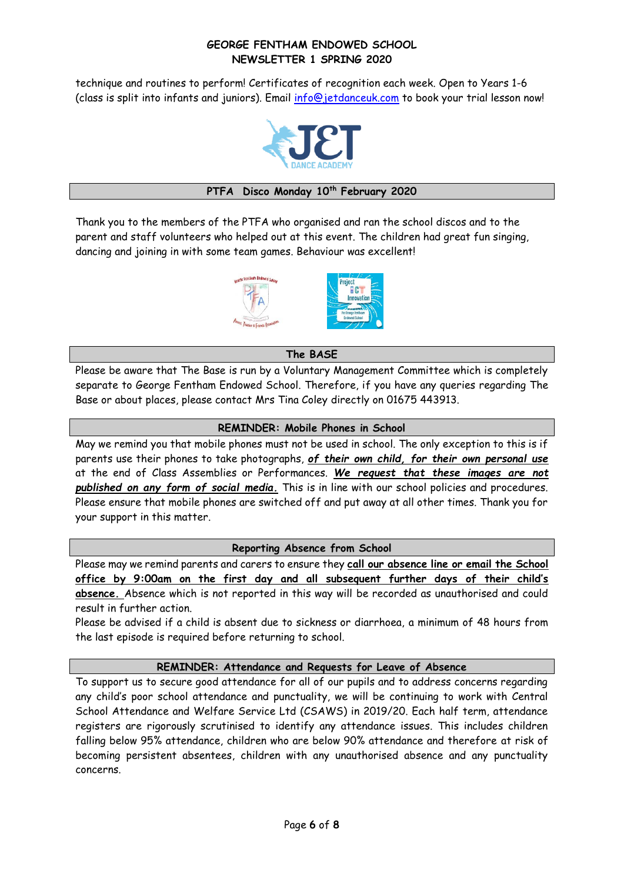technique and routines to perform! Certificates of recognition each week. Open to Years 1-6 (class is split into infants and juniors). Email info@jetdanceuk.com to book your trial lesson now!

## PTFA Disco Monday 10th February 2020

Thank you to the members of the PTFA who organised and ran the school discos and to the parent and staff volunteers who helped out at this event. The children had great fun singing, dancing and joining in with some team games. Behaviour was excellent!

## The BASE

Please be aware that The Base is run by a Voluntary Management Committee which is completely separate to George Fentham Endowed School. Therefore, if you have any queries regarding The Base or about places, please contact Mrs Tina Coley directly on 01675 443913.

## REMINDER: Mobile Phones in School

May we remind you that mobile phones must not be used in school. The only exception to this is if parents use their phones to take photographs, ***of their own child, for their own personal use*** at the end of Class Assemblies or Performances. ***We request that these images are not published on any form of social media.*** This is in line with our school policies and procedures. Please ensure that mobile phones are switched off and put away at all other times. Thank you for your support in this matter.

## Reporting Absence from School

Please may we remind parents and carers to ensure they **call our absence line or email the School office by 9:00am on the first day and all subsequent further days of their child's absence.** Absence which is not reported in this way will be recorded as unauthorised and could result in further action.

Please be advised if a child is absent due to sickness or diarrhoea, a minimum of 48 hours from the last episode is required before returning to school.

## REMINDER: Attendance and Requests for Leave of Absence

To support us to secure good attendance for all of our pupils and to address concerns regarding any child's poor school attendance and punctuality, we will be continuing to work with Central School Attendance and Welfare Service Ltd (CSAWS) in 2019/20. Each half term, attendance registers are rigorously scrutinised to identify any attendance issues. This includes children falling below 95% attendance, children who are below 90% attendance and therefore at risk of becoming persistent absentees, children with any unauthorised absence and any punctuality concerns.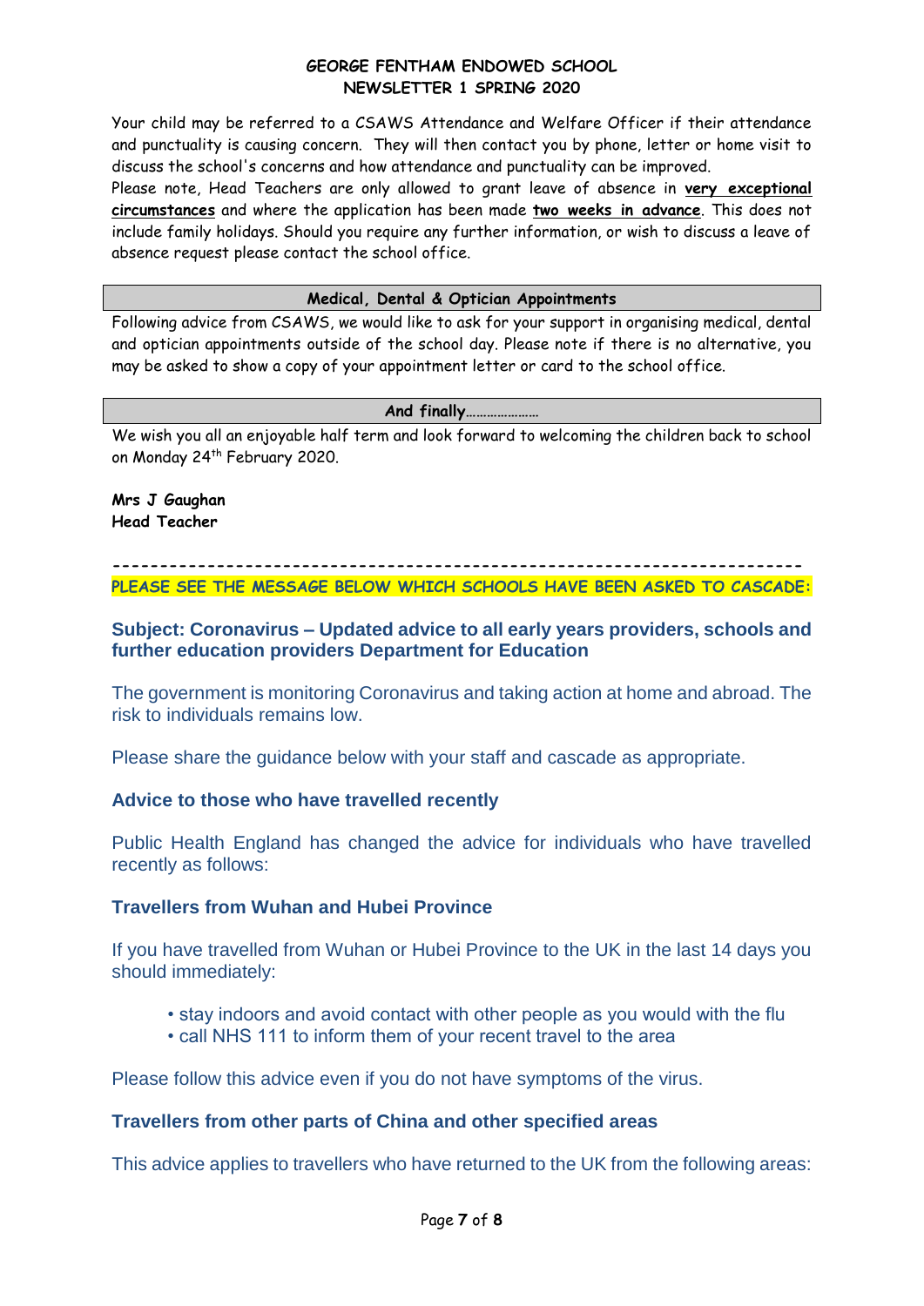Your child may be referred to a CSAWS Attendance and Welfare Officer if their attendance and punctuality is causing concern. They will then contact you by phone, letter or home visit to discuss the school's concerns and how attendance and punctuality can be improved.

Please note, Head Teachers are only allowed to grant leave of absence in **very exceptional circumstances** and where the application has been made **two weeks in advance**. This does not include family holidays. Should you require any further information, or wish to discuss a leave of absence request please contact the school office.

## Medical, Dental & Optician Appointments

Following advice from CSAWS, we would like to ask for your support in organising medical, dental and optician appointments outside of the school day. Please note if there is no alternative, you may be asked to show a copy of your appointment letter or card to the school office.

## And finally…………………

We wish you all an enjoyable half term and look forward to welcoming the children back to school on Monday 24th February 2020.

**Mrs J Gaughan**
**Head Teacher**

---

PLEASE SEE THE MESSAGE BELOW WHICH SCHOOLS HAVE BEEN ASKED TO CASCADE:

## Subject: Coronavirus – Updated advice to all early years providers, schools and further education providers Department for Education

The government is monitoring Coronavirus and taking action at home and abroad. The risk to individuals remains low.

Please share the guidance below with your staff and cascade as appropriate.

### Advice to those who have travelled recently

Public Health England has changed the advice for individuals who have travelled recently as follows:

### Travellers from Wuhan and Hubei Province

If you have travelled from Wuhan or Hubei Province to the UK in the last 14 days you should immediately:

- stay indoors and avoid contact with other people as you would with the flu
- call NHS 111 to inform them of your recent travel to the area

Please follow this advice even if you do not have symptoms of the virus.

### Travellers from other parts of China and other specified areas

This advice applies to travellers who have returned to the UK from the following areas: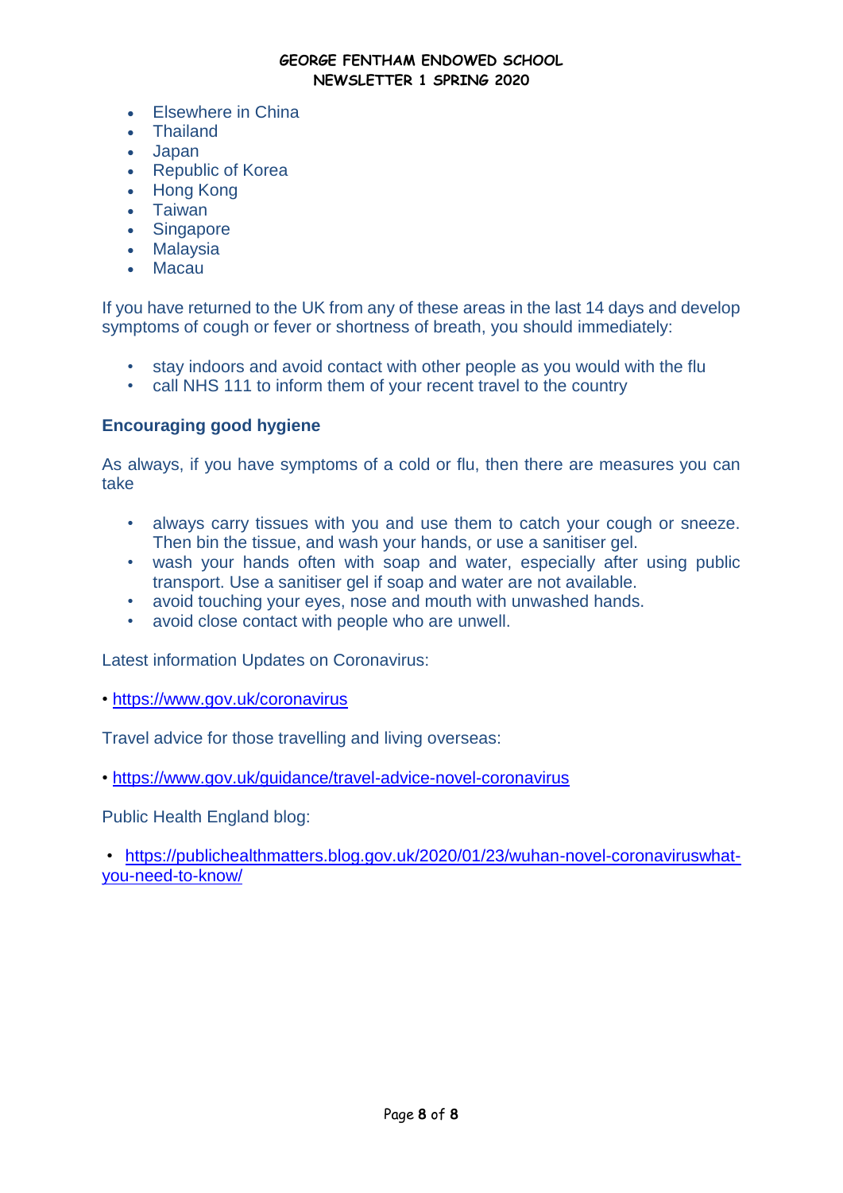- Elsewhere in China
- Thailand
- Japan
- Republic of Korea
- Hong Kong
- Taiwan
- Singapore
- Malaysia
- Macau

If you have returned to the UK from any of these areas in the last 14 days and develop symptoms of cough or fever or shortness of breath, you should immediately:

- stay indoors and avoid contact with other people as you would with the flu
- call NHS 111 to inform them of your recent travel to the country

### Encouraging good hygiene

As always, if you have symptoms of a cold or flu, then there are measures you can take

- always carry tissues with you and use them to catch your cough or sneeze. Then bin the tissue, and wash your hands, or use a sanitiser gel.
- wash your hands often with soap and water, especially after using public transport. Use a sanitiser gel if soap and water are not available.
- avoid touching your eyes, nose and mouth with unwashed hands.
- avoid close contact with people who are unwell.

Latest information Updates on Coronavirus:

• https://www.gov.uk/coronavirus

Travel advice for those travelling and living overseas:

• https://www.gov.uk/guidance/travel-advice-novel-coronavirus

Public Health England blog:

• https://publichealthmatters.blog.gov.uk/2020/01/23/wuhan-novel-coronaviruswhat-you-need-to-know/